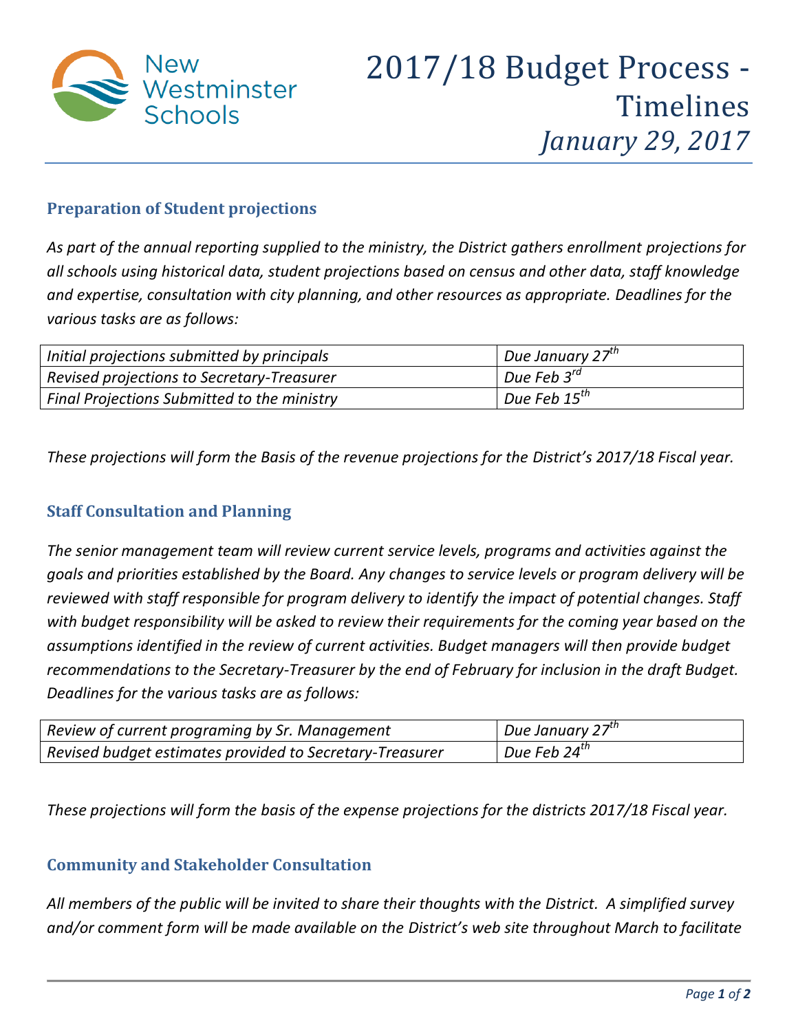# 2017/18 Budget Process - Timelines

*January 29, 2017*

## Preparation of Student projections

*As part of the annual reporting supplied to the ministry, the District gathers enrollment projections for all schools using historical data, student projections based on census and other data, staff knowledge and expertise, consultation with city planning, and other resources as appropriate. Deadlines for the various tasks are as follows:*

| | |
|---|---|
| *Initial projections submitted by principals* | *Due January 27th* |
| *Revised projections to Secretary-Treasurer* | *Due Feb 3rd* |
| *Final Projections Submitted to the ministry* | *Due Feb 15th* |

*These projections will form the Basis of the revenue projections for the District's 2017/18 Fiscal year.*

## Staff Consultation and Planning

*The senior management team will review current service levels, programs and activities against the goals and priorities established by the Board. Any changes to service levels or program delivery will be reviewed with staff responsible for program delivery to identify the impact of potential changes. Staff with budget responsibility will be asked to review their requirements for the coming year based on the assumptions identified in the review of current activities. Budget managers will then provide budget recommendations to the Secretary-Treasurer by the end of February for inclusion in the draft Budget. Deadlines for the various tasks are as follows:*

| | |
|---|---|
| *Review of current programing by Sr. Management* | *Due January 27th* |
| *Revised budget estimates provided to Secretary-Treasurer* | *Due Feb 24th* |

*These projections will form the basis of the expense projections for the districts 2017/18 Fiscal year.*

## Community and Stakeholder Consultation

*All members of the public will be invited to share their thoughts with the District. A simplified survey and/or comment form will be made available on the District's web site throughout March to facilitate*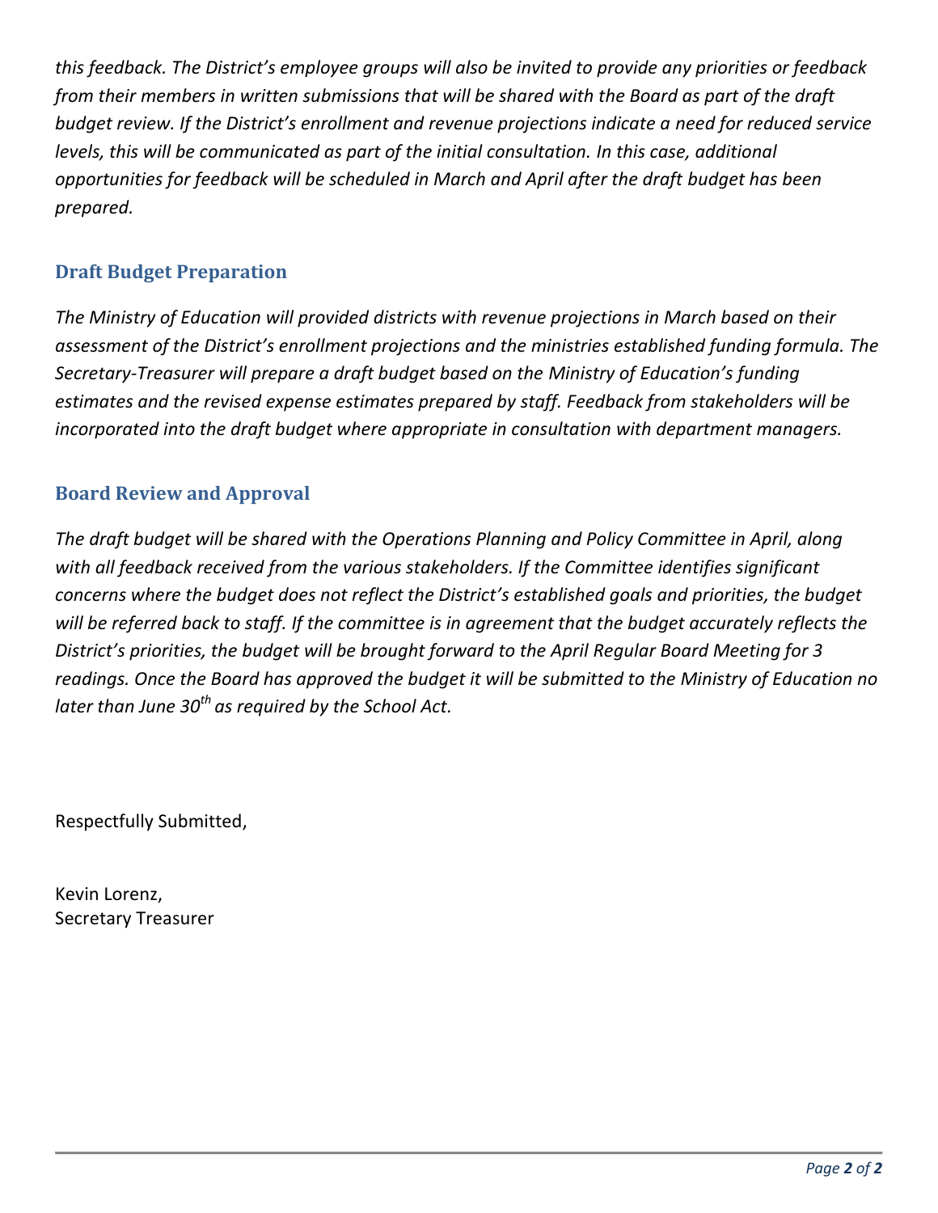*this feedback. The District's employee groups will also be invited to provide any priorities or feedback from their members in written submissions that will be shared with the Board as part of the draft budget review. If the District's enrollment and revenue projections indicate a need for reduced service levels, this will be communicated as part of the initial consultation. In this case, additional opportunities for feedback will be scheduled in March and April after the draft budget has been prepared.*

## Draft Budget Preparation

*The Ministry of Education will provided districts with revenue projections in March based on their assessment of the District's enrollment projections and the ministries established funding formula. The Secretary-Treasurer will prepare a draft budget based on the Ministry of Education's funding estimates and the revised expense estimates prepared by staff. Feedback from stakeholders will be incorporated into the draft budget where appropriate in consultation with department managers.*

## Board Review and Approval

*The draft budget will be shared with the Operations Planning and Policy Committee in April, along with all feedback received from the various stakeholders. If the Committee identifies significant concerns where the budget does not reflect the District's established goals and priorities, the budget will be referred back to staff. If the committee is in agreement that the budget accurately reflects the District's priorities, the budget will be brought forward to the April Regular Board Meeting for 3 readings. Once the Board has approved the budget it will be submitted to the Ministry of Education no later than June 30th as required by the School Act.*

Respectfully Submitted,

Kevin Lorenz,
Secretary Treasurer